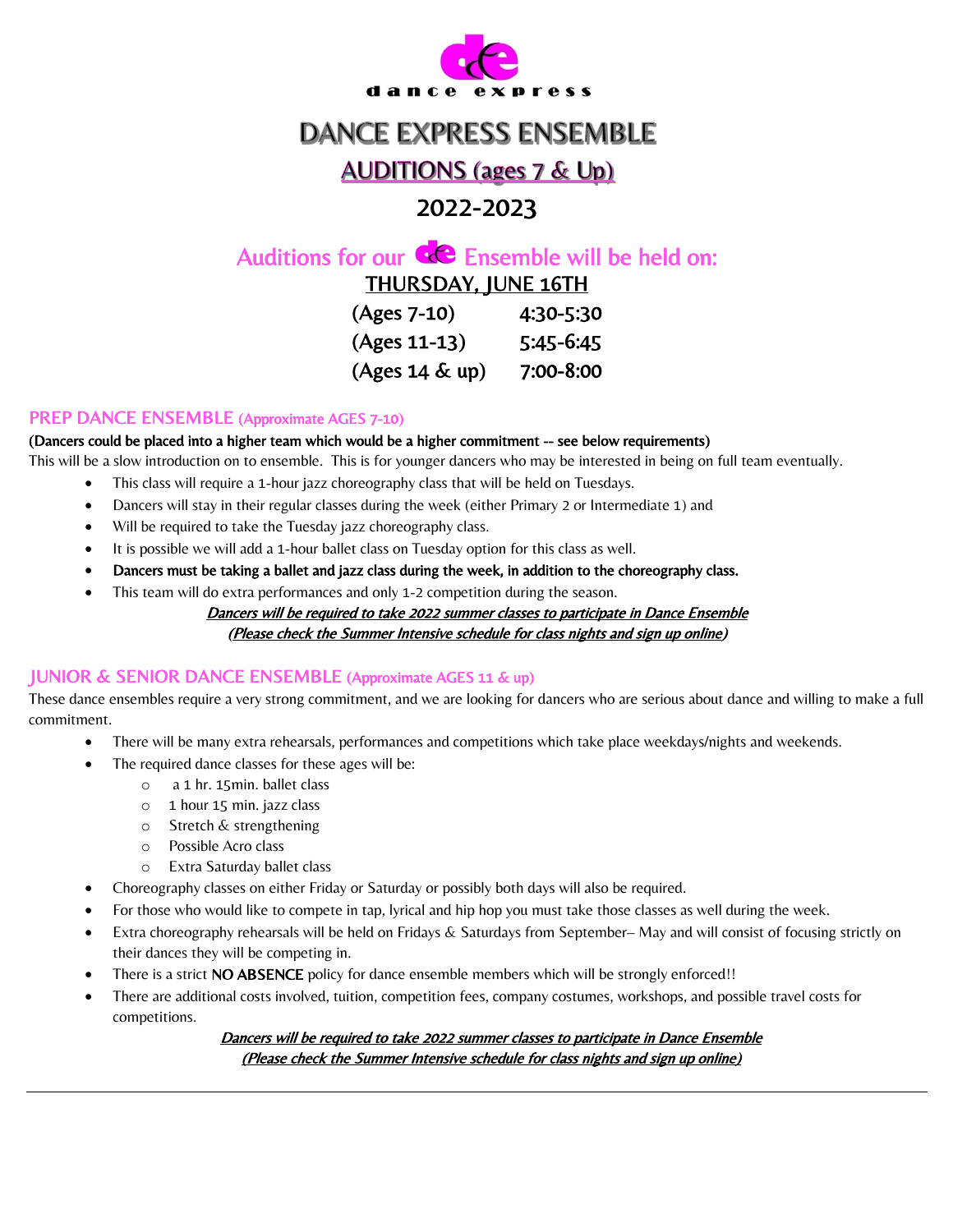dance express

# DANCE EXPRESS ENSEMBLE

## AUDITIONS (ages 7 & Up)

## 2022-2023

### Auditions for our de Ensemble will be held on:

**THURSDAY, JUNE 16TH**

| | |
|---|---|
| (Ages 7-10) | 4:30-5:30 |
| (Ages 11-13) | 5:45-6:45 |
| (Ages 14 & up) | 7:00-8:00 |

### PREP DANCE ENSEMBLE (Approximate AGES 7-10)

**(Dancers could be placed into a higher team which would be a higher commitment -- see below requirements)**

This will be a slow introduction on to ensemble. This is for younger dancers who may be interested in being on full team eventually.

- This class will require a 1-hour jazz choreography class that will be held on Tuesdays.
- Dancers will stay in their regular classes during the week (either Primary 2 or Intermediate 1) and
- Will be required to take the Tuesday jazz choreography class.
- It is possible we will add a 1-hour ballet class on Tuesday option for this class as well.
- **Dancers must be taking a ballet and jazz class during the week, in addition to the choreography class.**
- This team will do extra performances and only 1-2 competition during the season.

***Dancers will be required to take 2022 summer classes to participate in Dance Ensemble***
***(Please check the Summer Intensive schedule for class nights and sign up online)***

### JUNIOR & SENIOR DANCE ENSEMBLE (Approximate AGES 11 & up)

These dance ensembles require a very strong commitment, and we are looking for dancers who are serious about dance and willing to make a full commitment.

- There will be many extra rehearsals, performances and competitions which take place weekdays/nights and weekends.
- The required dance classes for these ages will be:
  - a 1 hr. 15min. ballet class
  - 1 hour 15 min. jazz class
  - Stretch & strengthening
  - Possible Acro class
  - Extra Saturday ballet class
- Choreography classes on either Friday or Saturday or possibly both days will also be required.
- For those who would like to compete in tap, lyrical and hip hop you must take those classes as well during the week.
- Extra choreography rehearsals will be held on Fridays & Saturdays from September– May and will consist of focusing strictly on their dances they will be competing in.
- There is a strict **NO ABSENCE** policy for dance ensemble members which will be strongly enforced!!
- There are additional costs involved, tuition, competition fees, company costumes, workshops, and possible travel costs for competitions.

***Dancers will be required to take 2022 summer classes to participate in Dance Ensemble***
***(Please check the Summer Intensive schedule for class nights and sign up online)***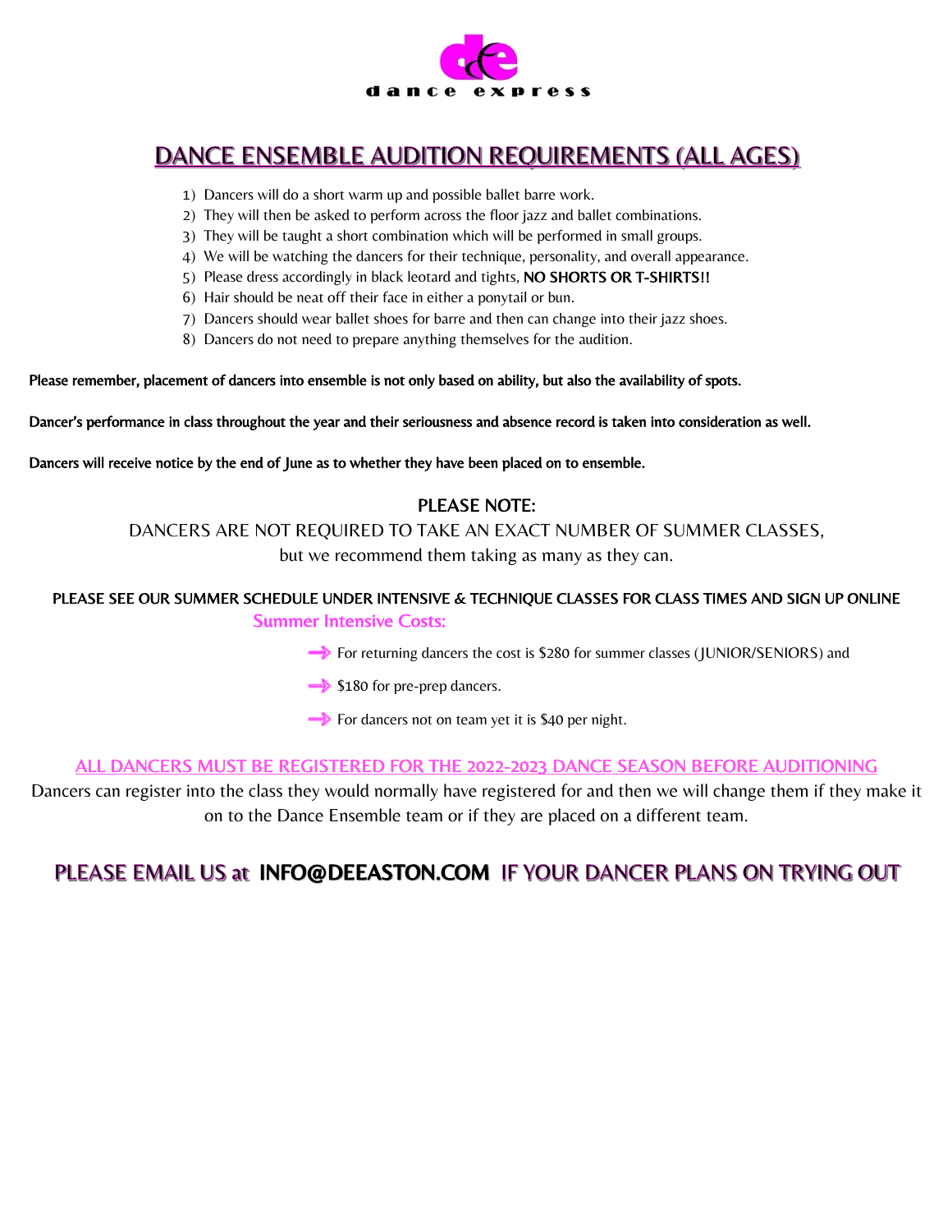dance express

# DANCE ENSEMBLE AUDITION REQUIREMENTS (ALL AGES)

1) Dancers will do a short warm up and possible ballet barre work.
2) They will then be asked to perform across the floor jazz and ballet combinations.
3) They will be taught a short combination which will be performed in small groups.
4) We will be watching the dancers for their technique, personality, and overall appearance.
5) Please dress accordingly in black leotard and tights, **NO SHORTS OR T-SHIRTS!!**
6) Hair should be neat off their face in either a ponytail or bun.
7) Dancers should wear ballet shoes for barre and then can change into their jazz shoes.
8) Dancers do not need to prepare anything themselves for the audition.

**Please remember, placement of dancers into ensemble is not only based on ability, but also the availability of spots.**

**Dancer's performance in class throughout the year and their seriousness and absence record is taken into consideration as well.**

**Dancers will receive notice by the end of June as to whether they have been placed on to ensemble.**

**PLEASE NOTE:**

DANCERS ARE NOT REQUIRED TO TAKE AN EXACT NUMBER OF SUMMER CLASSES, but we recommend them taking as many as they can.

**PLEASE SEE OUR SUMMER SCHEDULE UNDER INTENSIVE & TECHNIQUE CLASSES FOR CLASS TIMES AND SIGN UP ONLINE**

**Summer Intensive Costs:**

- For returning dancers the cost is $280 for summer classes (JUNIOR/SENIORS) and
- $180 for pre-prep dancers.
- For dancers not on team yet it is $40 per night.

**ALL DANCERS MUST BE REGISTERED FOR THE 2022-2023 DANCE SEASON BEFORE AUDITIONING**

Dancers can register into the class they would normally have registered for and then we will change them if they make it on to the Dance Ensemble team or if they are placed on a different team.

## PLEASE EMAIL US at INFO@DEEASTON.COM IF YOUR DANCER PLANS ON TRYING OUT